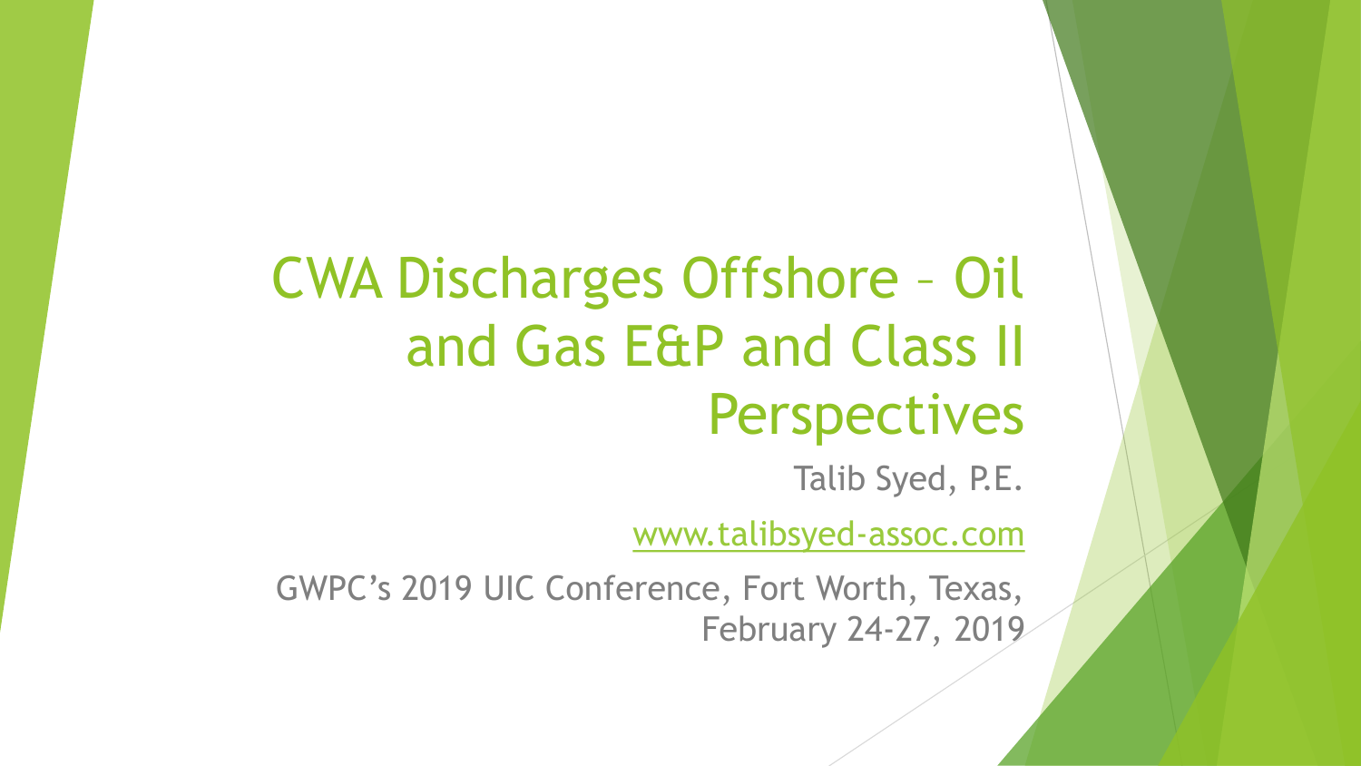# CWA Discharges Offshore – Oil and Gas E&P and Class II Perspectives

Talib Syed, P.E.

[www.talibsyed-assoc.com](http://www.talibsyed-assoc.com)

GWPC's 2019 UIC Conference, Fort Worth, Texas, February 24-27, 2019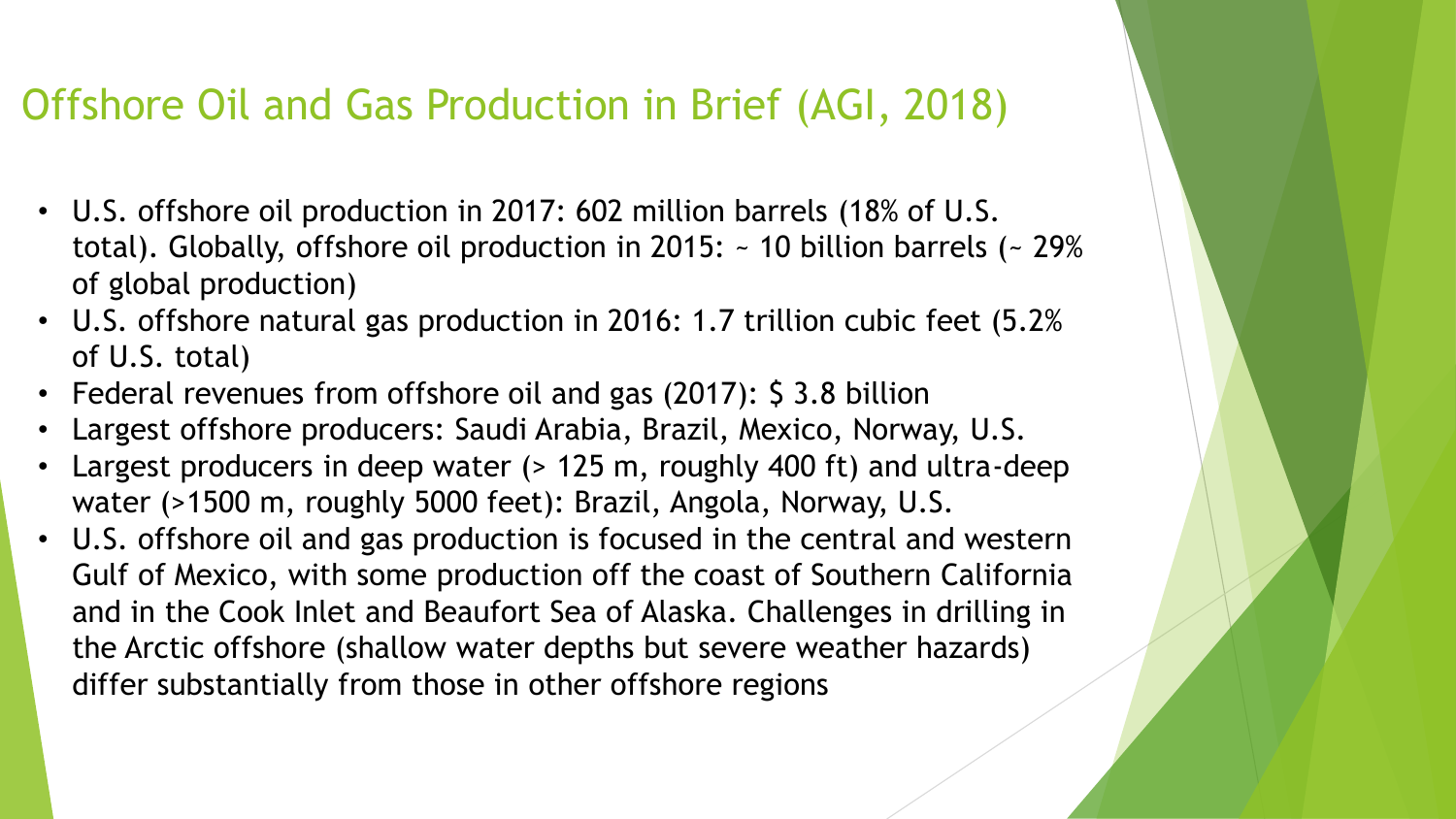# Offshore Oil and Gas Production in Brief (AGI, 2018)

- U.S. offshore oil production in 2017: 602 million barrels (18% of U.S. total). Globally, offshore oil production in 2015: ~ 10 billion barrels (~ 29% of global production)
- U.S. offshore natural gas production in 2016: 1.7 trillion cubic feet (5.2% of U.S. total)
- Federal revenues from offshore oil and gas (2017): $ 3.8 billion
- Largest offshore producers: Saudi Arabia, Brazil, Mexico, Norway, U.S.
- Largest producers in deep water (> 125 m, roughly 400 ft) and ultra-deep water (>1500 m, roughly 5000 feet): Brazil, Angola, Norway, U.S.
- U.S. offshore oil and gas production is focused in the central and western Gulf of Mexico, with some production off the coast of Southern California and in the Cook Inlet and Beaufort Sea of Alaska. Challenges in drilling in the Arctic offshore (shallow water depths but severe weather hazards) differ substantially from those in other offshore regions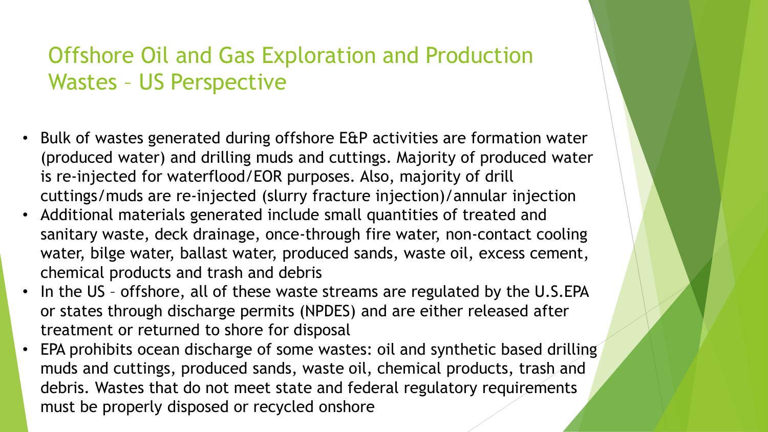# Offshore Oil and Gas Exploration and Production Wastes – US Perspective

- Bulk of wastes generated during offshore E&P activities are formation water (produced water) and drilling muds and cuttings. Majority of produced water is re-injected for waterflood/EOR purposes. Also, majority of drill cuttings/muds are re-injected (slurry fracture injection)/annular injection
- Additional materials generated include small quantities of treated and sanitary waste, deck drainage, once-through fire water, non-contact cooling water, bilge water, ballast water, produced sands, waste oil, excess cement, chemical products and trash and debris
- In the US – offshore, all of these waste streams are regulated by the U.S.EPA or states through discharge permits (NPDES) and are either released after treatment or returned to shore for disposal
- EPA prohibits ocean discharge of some wastes: oil and synthetic based drilling muds and cuttings, produced sands, waste oil, chemical products, trash and debris. Wastes that do not meet state and federal regulatory requirements must be properly disposed or recycled onshore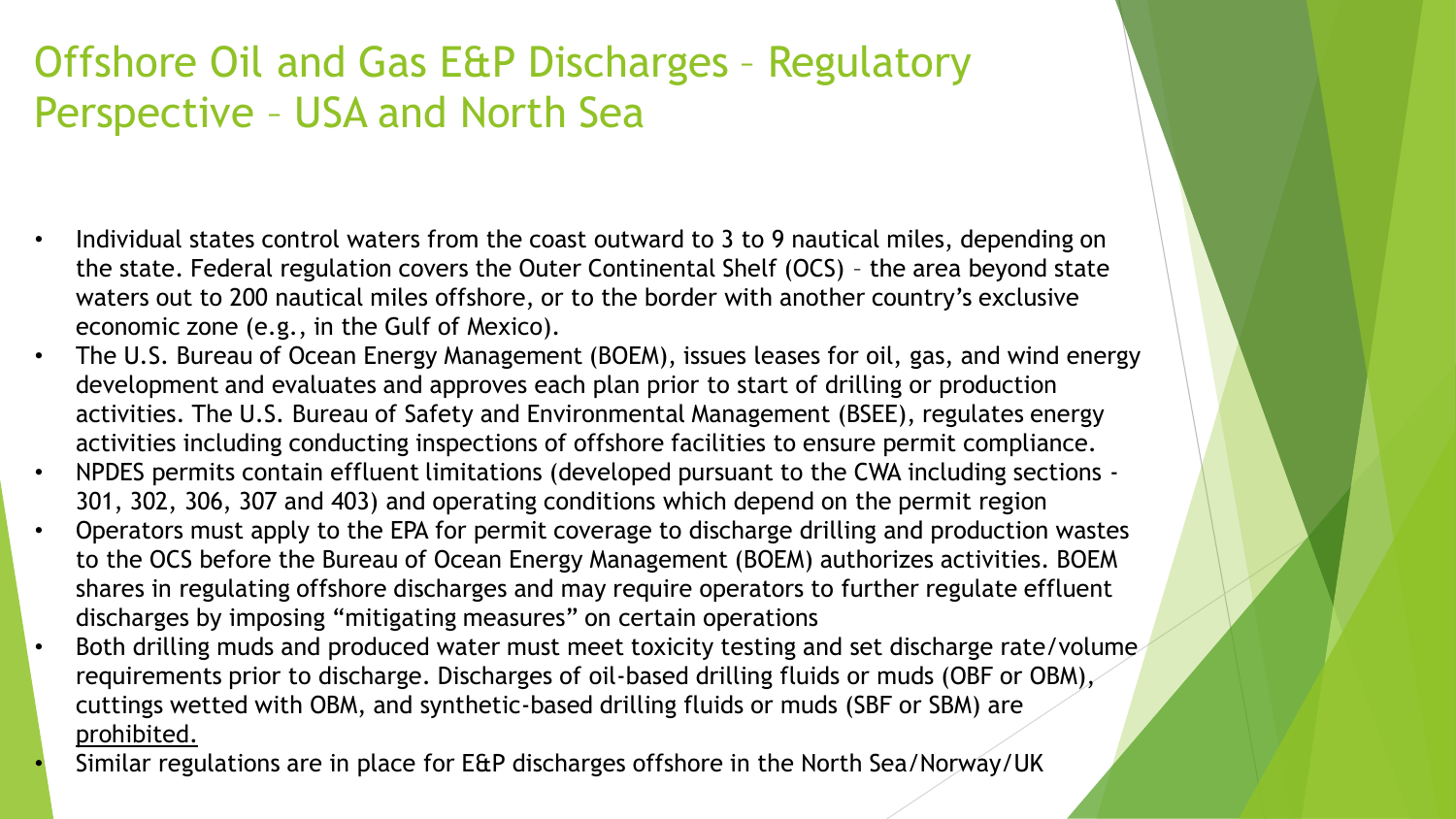# Offshore Oil and Gas E&P Discharges – Regulatory Perspective – USA and North Sea

- Individual states control waters from the coast outward to 3 to 9 nautical miles, depending on the state. Federal regulation covers the Outer Continental Shelf (OCS) – the area beyond state waters out to 200 nautical miles offshore, or to the border with another country's exclusive economic zone (e.g., in the Gulf of Mexico).
- The U.S. Bureau of Ocean Energy Management (BOEM), issues leases for oil, gas, and wind energy development and evaluates and approves each plan prior to start of drilling or production activities. The U.S. Bureau of Safety and Environmental Management (BSEE), regulates energy activities including conducting inspections of offshore facilities to ensure permit compliance.
- NPDES permits contain effluent limitations (developed pursuant to the CWA including sections - 301, 302, 306, 307 and 403) and operating conditions which depend on the permit region
- Operators must apply to the EPA for permit coverage to discharge drilling and production wastes to the OCS before the Bureau of Ocean Energy Management (BOEM) authorizes activities. BOEM shares in regulating offshore discharges and may require operators to further regulate effluent discharges by imposing "mitigating measures" on certain operations
- Both drilling muds and produced water must meet toxicity testing and set discharge rate/volume requirements prior to discharge. Discharges of oil-based drilling fluids or muds (OBF or OBM), cuttings wetted with OBM, and synthetic-based drilling fluids or muds (SBF or SBM) are <u>prohibited.</u>
- Similar regulations are in place for E&P discharges offshore in the North Sea/Norway/UK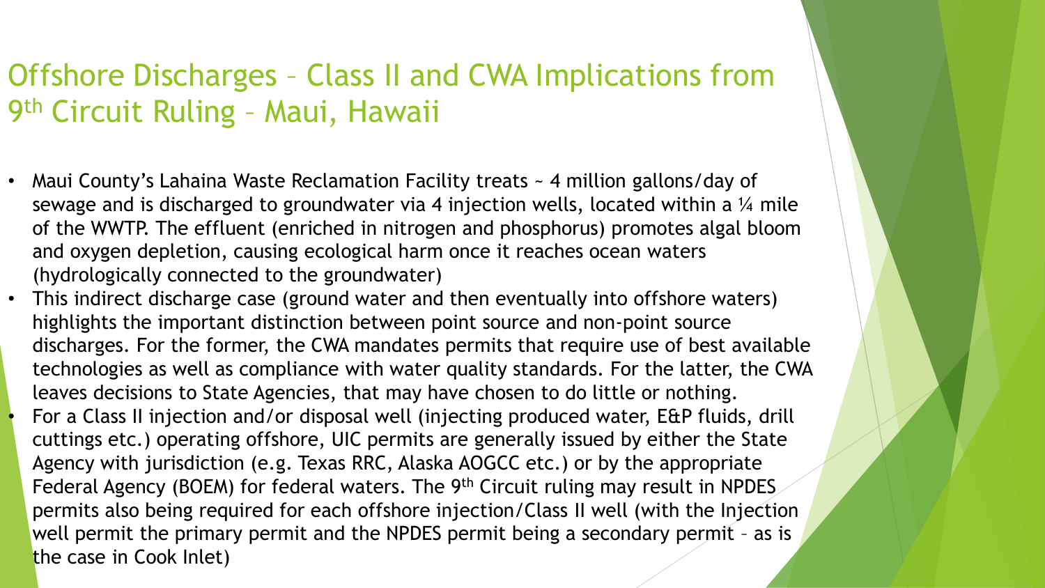# Offshore Discharges – Class II and CWA Implications from 9th Circuit Ruling – Maui, Hawaii

- Maui County's Lahaina Waste Reclamation Facility treats ~ 4 million gallons/day of sewage and is discharged to groundwater via 4 injection wells, located within a ¼ mile of the WWTP. The effluent (enriched in nitrogen and phosphorus) promotes algal bloom and oxygen depletion, causing ecological harm once it reaches ocean waters (hydrologically connected to the groundwater)
- This indirect discharge case (ground water and then eventually into offshore waters) highlights the important distinction between point source and non-point source discharges. For the former, the CWA mandates permits that require use of best available technologies as well as compliance with water quality standards. For the latter, the CWA leaves decisions to State Agencies, that may have chosen to do little or nothing.
- For a Class II injection and/or disposal well (injecting produced water, E&P fluids, drill cuttings etc.) operating offshore, UIC permits are generally issued by either the State Agency with jurisdiction (e.g. Texas RRC, Alaska AOGCC etc.) or by the appropriate Federal Agency (BOEM) for federal waters. The 9th Circuit ruling may result in NPDES permits also being required for each offshore injection/Class II well (with the Injection well permit the primary permit and the NPDES permit being a secondary permit – as is the case in Cook Inlet)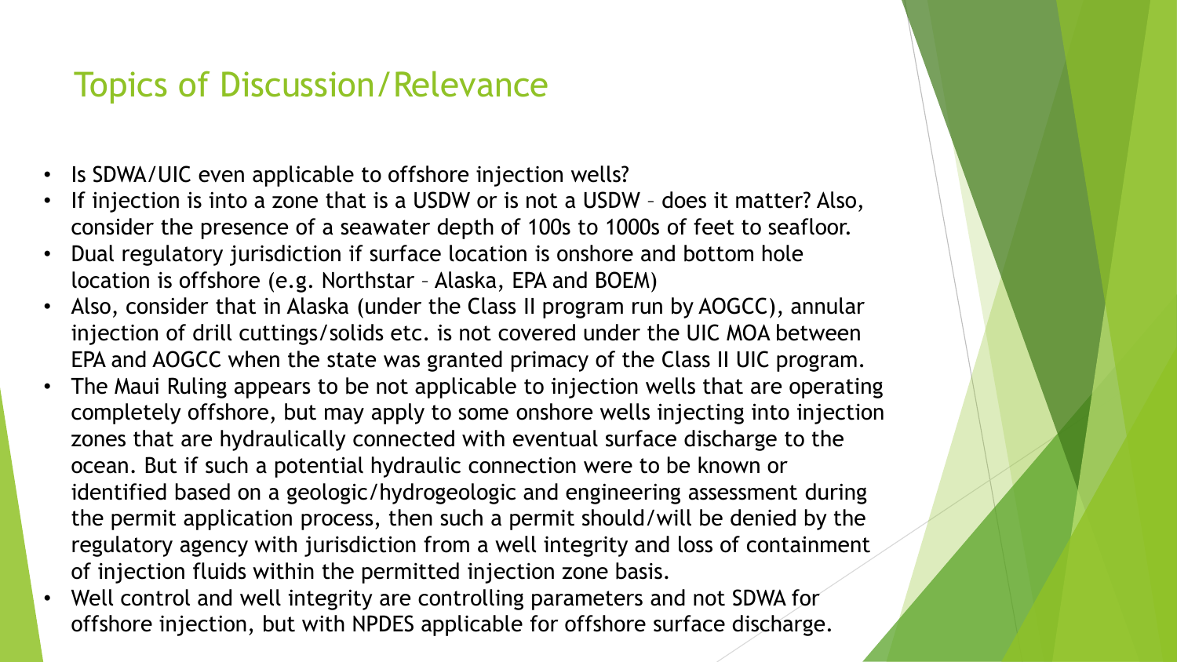## Topics of Discussion/Relevance

- Is SDWA/UIC even applicable to offshore injection wells?
- If injection is into a zone that is a USDW or is not a USDW – does it matter? Also, consider the presence of a seawater depth of 100s to 1000s of feet to seafloor.
- Dual regulatory jurisdiction if surface location is onshore and bottom hole location is offshore (e.g. Northstar – Alaska, EPA and BOEM)
- Also, consider that in Alaska (under the Class II program run by AOGCC), annular injection of drill cuttings/solids etc. is not covered under the UIC MOA between EPA and AOGCC when the state was granted primacy of the Class II UIC program.
- The Maui Ruling appears to be not applicable to injection wells that are operating completely offshore, but may apply to some onshore wells injecting into injection zones that are hydraulically connected with eventual surface discharge to the ocean. But if such a potential hydraulic connection were to be known or identified based on a geologic/hydrogeologic and engineering assessment during the permit application process, then such a permit should/will be denied by the regulatory agency with jurisdiction from a well integrity and loss of containment of injection fluids within the permitted injection zone basis.
- Well control and well integrity are controlling parameters and not SDWA for offshore injection, but with NPDES applicable for offshore surface discharge.